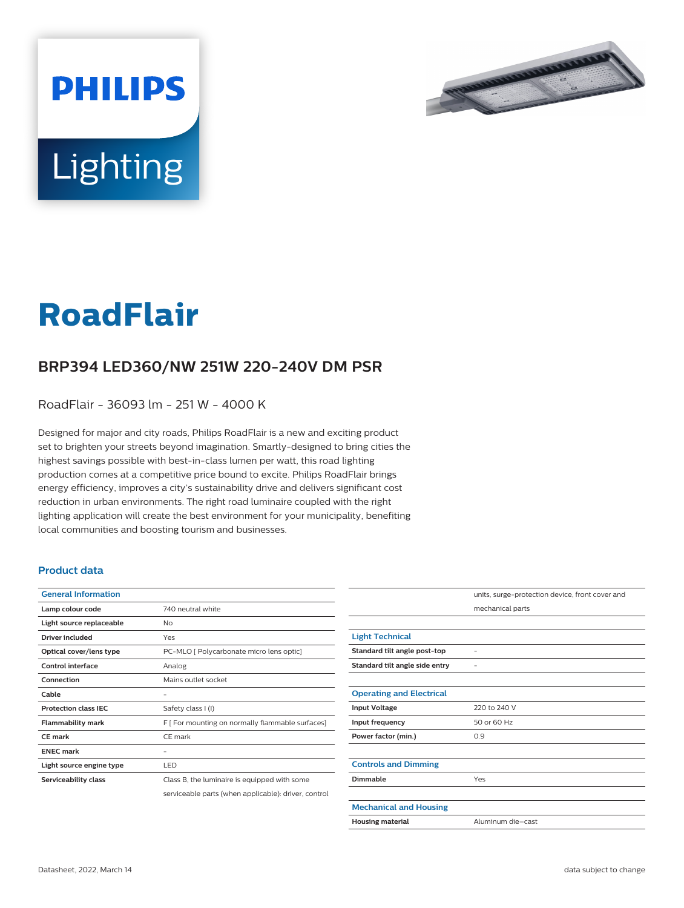PHILIPS

Lighting

# RoadFlair

## BRP394 LED360/NW 251W 220-240V DM PSR

RoadFlair - 36093 lm - 251 W - 4000 K

Designed for major and city roads, Philips RoadFlair is a new and exciting product set to brighten your streets beyond imagination. Smartly-designed to bring cities the highest savings possible with best-in-class lumen per watt, this road lighting production comes at a competitive price bound to excite. Philips RoadFlair brings energy efficiency, improves a city's sustainability drive and delivers significant cost reduction in urban environments. The right road luminaire coupled with the right lighting application will create the best environment for your municipality, benefiting local communities and boosting tourism and businesses.

### Product data

| General Information | |
|---|---|
| Lamp colour code | 740 neutral white |
| Light source replaceable | No |
| Driver included | Yes |
| Optical cover/lens type | PC-MLO [ Polycarbonate micro lens optic] |
| Control interface | Analog |
| Connection | Mains outlet socket |
| Cable | - |
| Protection class IEC | Safety class I (I) |
| Flammability mark | F [ For mounting on normally flammable surfaces] |
| CE mark | CE mark |
| ENEC mark | - |
| Light source engine type | LED |
| Serviceability class | Class B, the luminaire is equipped with some serviceable parts (when applicable): driver, control units, surge-protection device, front cover and mechanical parts |

| Light Technical | |
|---|---|
| Standard tilt angle post-top | - |
| Standard tilt angle side entry | - |

| Operating and Electrical | |
|---|---|
| Input Voltage | 220 to 240 V |
| Input frequency | 50 or 60 Hz |
| Power factor (min.) | 0.9 |

| Controls and Dimming | |
|---|---|
| Dimmable | Yes |

| Mechanical and Housing | |
|---|---|
| Housing material | Aluminum die-cast |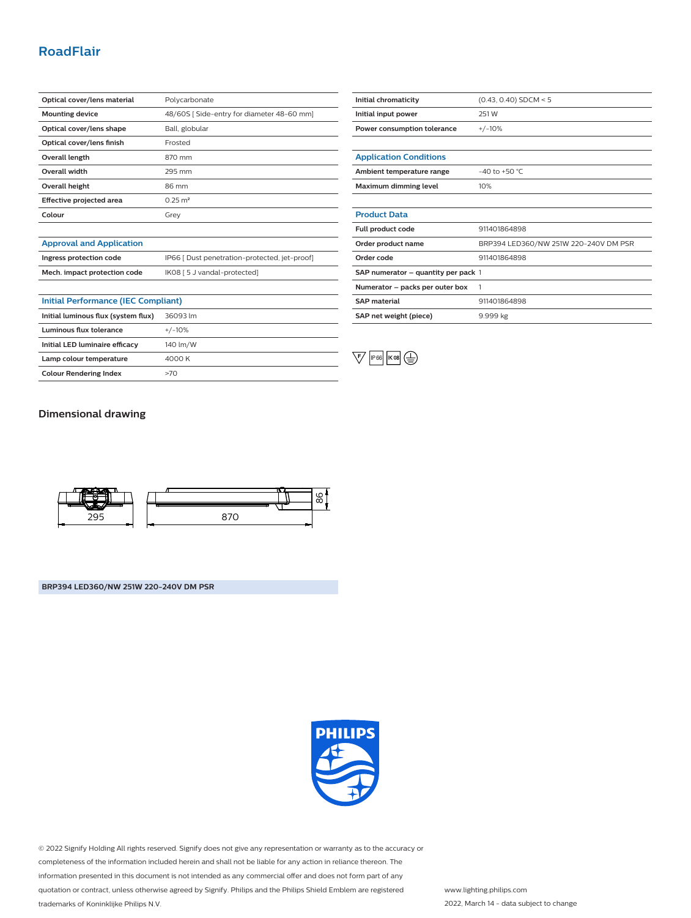## RoadFlair

| | |
|---|---|
| **Optical cover/lens material** | Polycarbonate |
| **Mounting device** | 48/60S [ Side-entry for diameter 48-60 mm] |
| **Optical cover/lens shape** | Ball, globular |
| **Optical cover/lens finish** | Frosted |
| **Overall length** | 870 mm |
| **Overall width** | 295 mm |
| **Overall height** | 86 mm |
| **Effective projected area** | 0.25 m² |
| **Colour** | Grey |

### Approval and Application

| | |
|---|---|
| **Ingress protection code** | IP66 [ Dust penetration-protected, jet-proof] |
| **Mech. impact protection code** | IK08 [ 5 J vandal-protected] |

### Initial Performance (IEC Compliant)

| | |
|---|---|
| **Initial luminous flux (system flux)** | 36093 lm |
| **Luminous flux tolerance** | +/-10% |
| **Initial LED luminaire efficacy** | 140 lm/W |
| **Lamp colour temperature** | 4000 K |
| **Colour Rendering Index** | >70 |

| | |
|---|---|
| **Initial chromaticity** | (0.43, 0.40) SDCM < 5 |
| **Initial input power** | 251 W |
| **Power consumption tolerance** | +/-10% |

### Application Conditions

| | |
|---|---|
| **Ambient temperature range** | -40 to +50 °C |
| **Maximum dimming level** | 10% |

### Product Data

| | |
|---|---|
| **Full product code** | 911401864898 |
| **Order product name** | BRP394 LED360/NW 251W 220-240V DM PSR |
| **Order code** | 911401864898 |
| **SAP numerator – quantity per pack** | 1 |
| **Numerator – packs per outer box** | 1 |
| **SAP material** | 911401864898 |
| **SAP net weight (piece)** | 9.999 kg |

F IP66 IK08

### Dimensional drawing

295

870

86

**BRP394 LED360/NW 251W 220-240V DM PSR**

PHILIPS

© 2022 Signify Holding All rights reserved. Signify does not give any representation or warranty as to the accuracy or completeness of the information included herein and shall not be liable for any action in reliance thereon. The information presented in this document is not intended as any commercial offer and does not form part of any quotation or contract, unless otherwise agreed by Signify. Philips and the Philips Shield Emblem are registered trademarks of Koninklijke Philips N.V.

www.lighting.philips.com

2022, March 14 - data subject to change